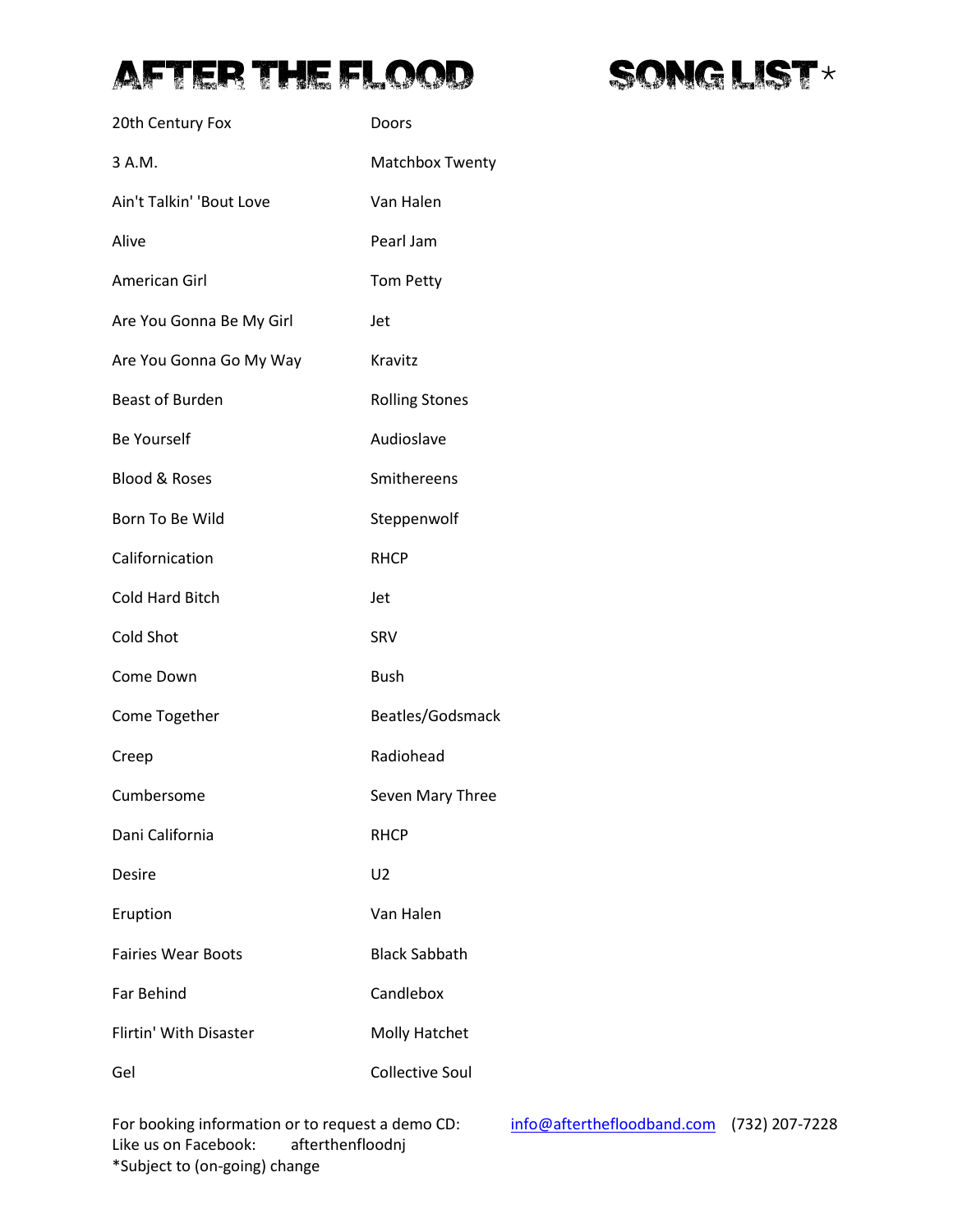# AFTER THE FLOOD SONG LIST*

| Song | Artist |
| --- | --- |
| 20th Century Fox | Doors |
| 3 A.M. | Matchbox Twenty |
| Ain't Talkin' 'Bout Love | Van Halen |
| Alive | Pearl Jam |
| American Girl | Tom Petty |
| Are You Gonna Be My Girl | Jet |
| Are You Gonna Go My Way | Kravitz |
| Beast of Burden | Rolling Stones |
| Be Yourself | Audioslave |
| Blood & Roses | Smithereens |
| Born To Be Wild | Steppenwolf |
| Californication | RHCP |
| Cold Hard Bitch | Jet |
| Cold Shot | SRV |
| Come Down | Bush |
| Come Together | Beatles/Godsmack |
| Creep | Radiohead |
| Cumbersome | Seven Mary Three |
| Dani California | RHCP |
| Desire | U2 |
| Eruption | Van Halen |
| Fairies Wear Boots | Black Sabbath |
| Far Behind | Candlebox |
| Flirtin' With Disaster | Molly Hatchet |
| Gel | Collective Soul |

For booking information or to request a demo CD: info@afterthefloodband.com (732) 207-7228
Like us on Facebook: afterthenfloodnj
*Subject to (on-going) change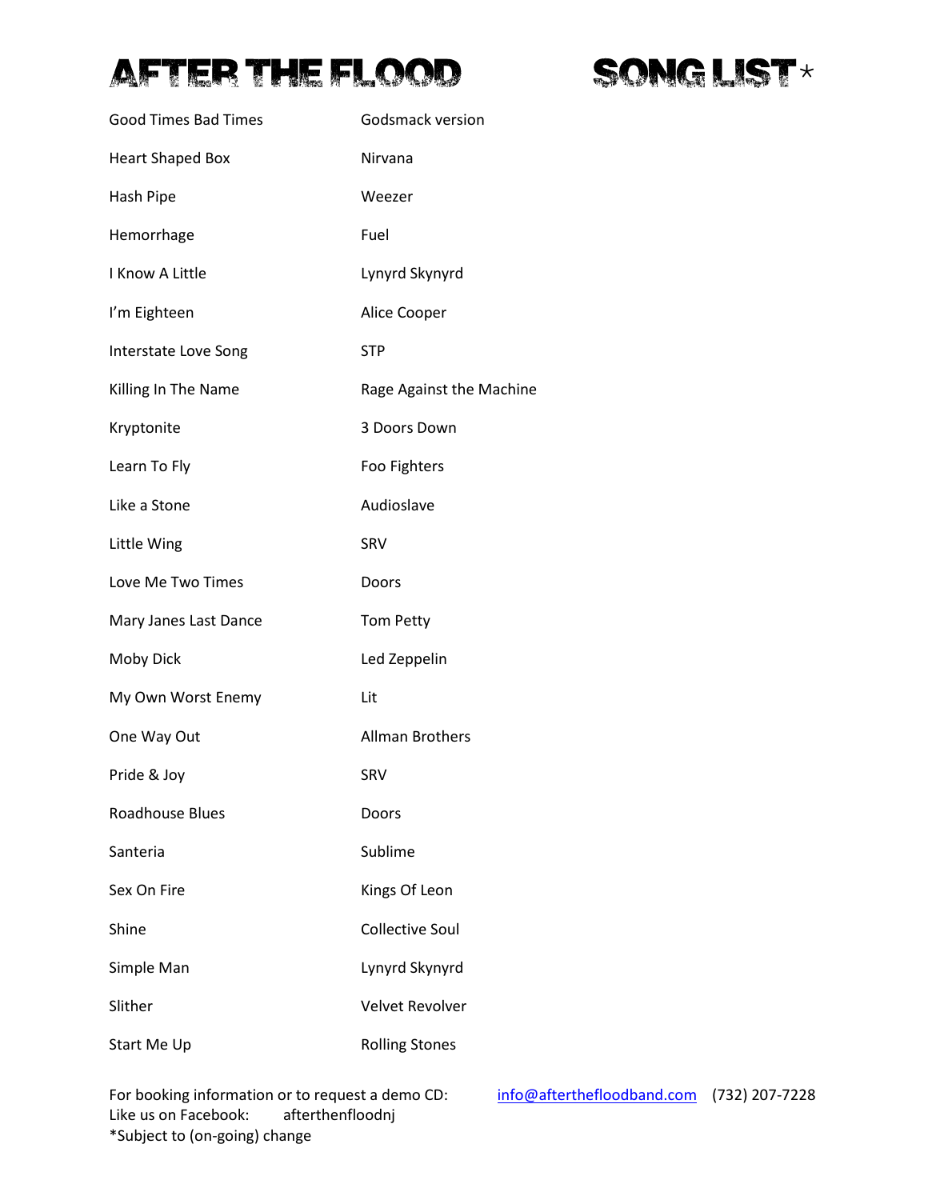# AFTER THE FLOOD SONG LIST*

| Song | Artist |
|---|---|
| Good Times Bad Times | Godsmack version |
| Heart Shaped Box | Nirvana |
| Hash Pipe | Weezer |
| Hemorrhage | Fuel |
| I Know A Little | Lynyrd Skynyrd |
| I'm Eighteen | Alice Cooper |
| Interstate Love Song | STP |
| Killing In The Name | Rage Against the Machine |
| Kryptonite | 3 Doors Down |
| Learn To Fly | Foo Fighters |
| Like a Stone | Audioslave |
| Little Wing | SRV |
| Love Me Two Times | Doors |
| Mary Janes Last Dance | Tom Petty |
| Moby Dick | Led Zeppelin |
| My Own Worst Enemy | Lit |
| One Way Out | Allman Brothers |
| Pride & Joy | SRV |
| Roadhouse Blues | Doors |
| Santeria | Sublime |
| Sex On Fire | Kings Of Leon |
| Shine | Collective Soul |
| Simple Man | Lynyrd Skynyrd |
| Slither | Velvet Revolver |
| Start Me Up | Rolling Stones |

For booking information or to request a demo CD: info@aftertheafloodband.com (732) 207-7228
Like us on Facebook: afterthenfloodnj
*Subject to (on-going) change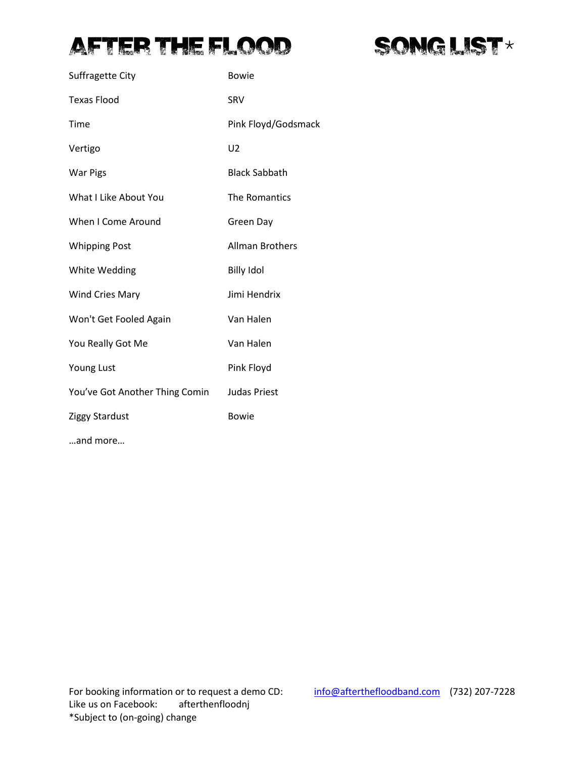# AFTER THE FLOOD SONG LIST*

| | |
|---|---|
| Suffragette City | Bowie |
| Texas Flood | SRV |
| Time | Pink Floyd/Godsmack |
| Vertigo | U2 |
| War Pigs | Black Sabbath |
| What I Like About You | The Romantics |
| When I Come Around | Green Day |
| Whipping Post | Allman Brothers |
| White Wedding | Billy Idol |
| Wind Cries Mary | Jimi Hendrix |
| Won't Get Fooled Again | Van Halen |
| You Really Got Me | Van Halen |
| Young Lust | Pink Floyd |
| You've Got Another Thing Comin | Judas Priest |
| Ziggy Stardust | Bowie |

…and more…

For booking information or to request a demo CD: info@aftertheefloodband.com (732) 207-7228
Like us on Facebook: afterthenfloodnj
*Subject to (on-going) change